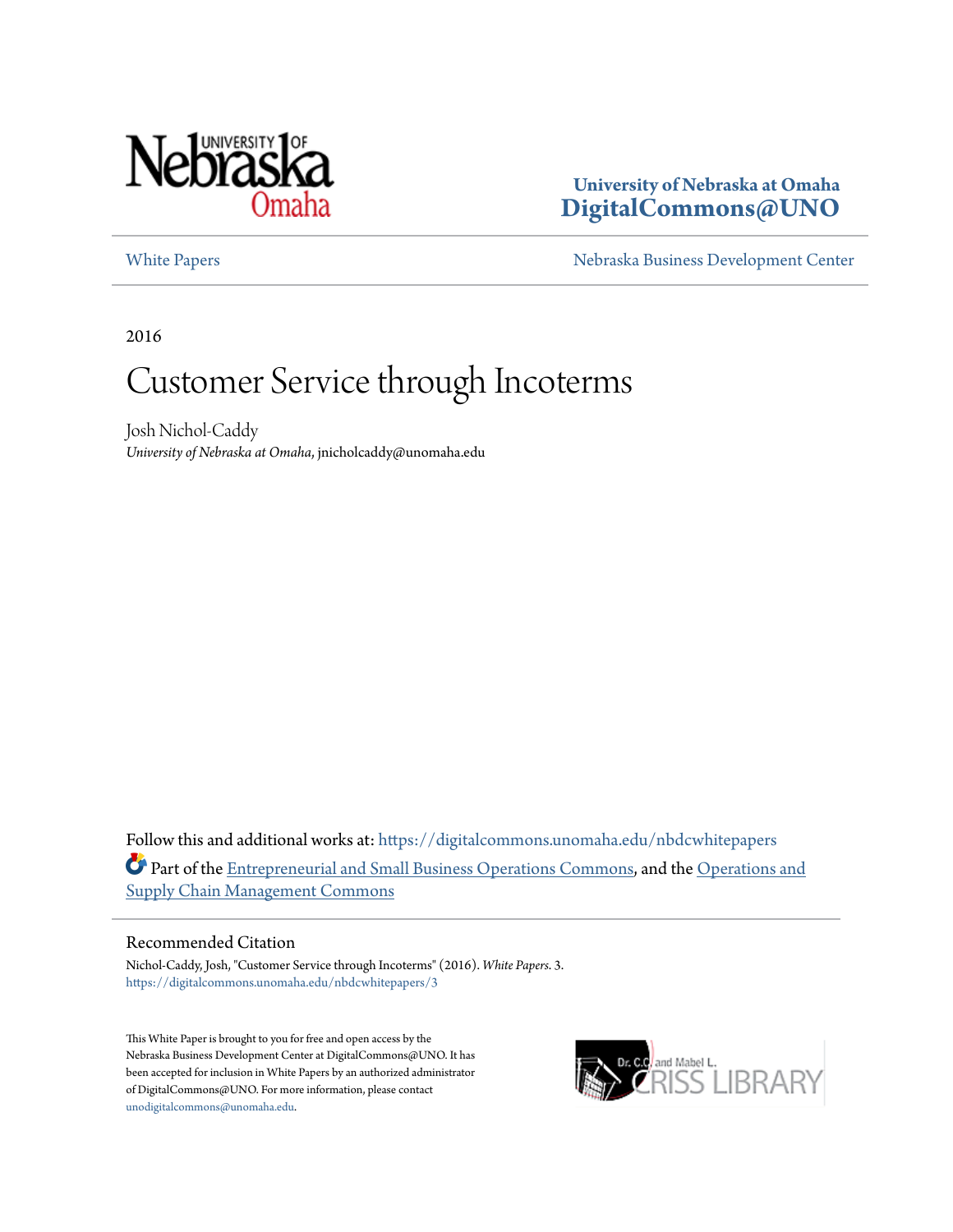University of Nebraska at Omaha
DigitalCommons@UNO

White Papers | Nebraska Business Development Center

2016

# Customer Service through Incoterms

Josh Nichol-Caddy
*University of Nebraska at Omaha*, jnicholcaddy@unomaha.edu

Follow this and additional works at: https://digitalcommons.unomaha.edu/nbdcwhitepapers

Part of the Entrepreneurial and Small Business Operations Commons, and the Operations and Supply Chain Management Commons

## Recommended Citation

Nichol-Caddy, Josh, "Customer Service through Incoterms" (2016). *White Papers*. 3.
https://digitalcommons.unomaha.edu/nbdcwhitepapers/3

This White Paper is brought to you for free and open access by the Nebraska Business Development Center at DigitalCommons@UNO. It has been accepted for inclusion in White Papers by an authorized administrator of DigitalCommons@UNO. For more information, please contact unodigitalcommons@unomaha.edu.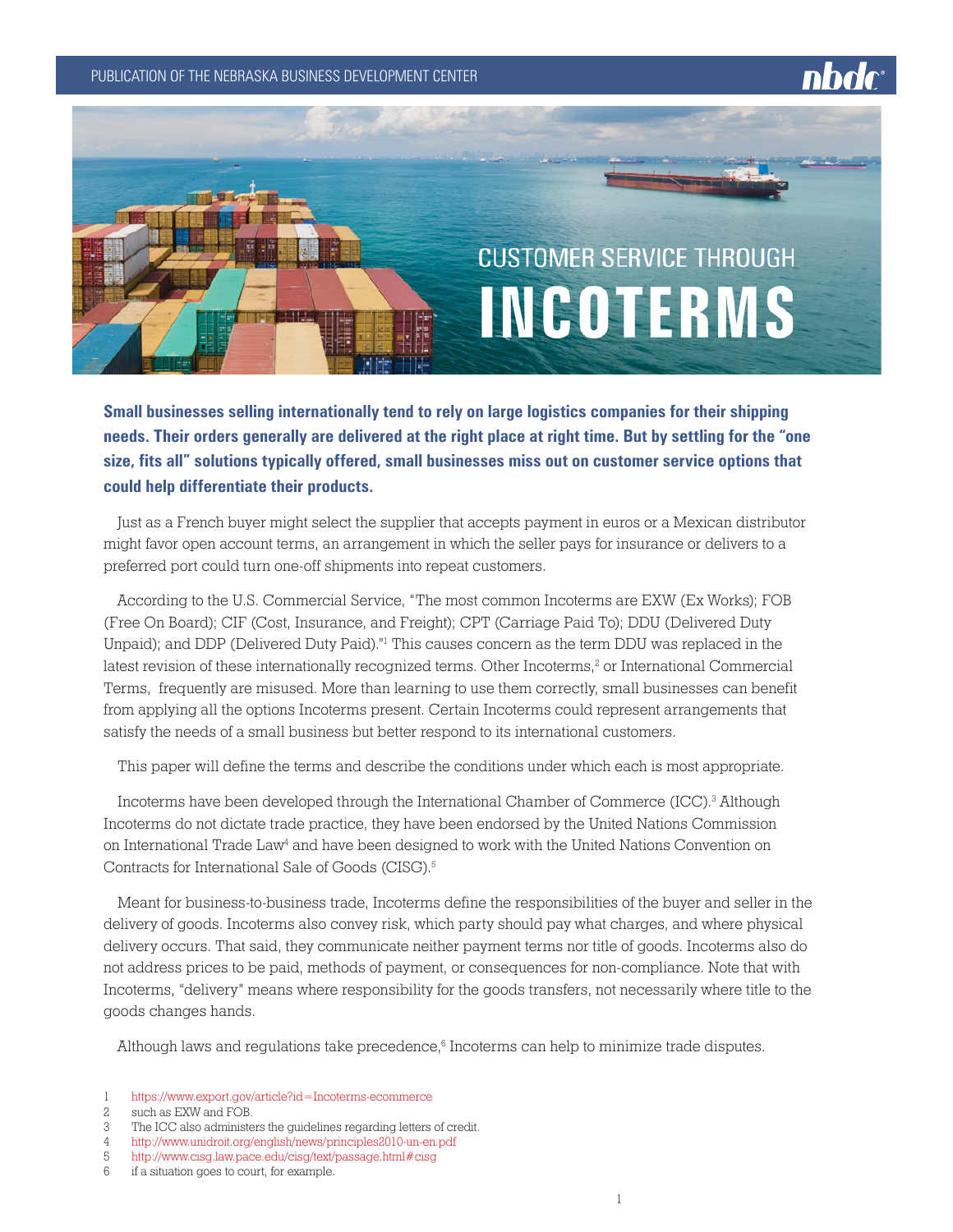# CUSTOMER SERVICE THROUGH INCOTERMS

**Small businesses selling internationally tend to rely on large logistics companies for their shipping needs. Their orders generally are delivered at the right place at right time. But by settling for the "one size, fits all" solutions typically offered, small businesses miss out on customer service options that could help differentiate their products.**

Just as a French buyer might select the supplier that accepts payment in euros or a Mexican distributor might favor open account terms, an arrangement in which the seller pays for insurance or delivers to a preferred port could turn one-off shipments into repeat customers.

According to the U.S. Commercial Service, "The most common Incoterms are EXW (Ex Works); FOB (Free On Board); CIF (Cost, Insurance, and Freight); CPT (Carriage Paid To); DDU (Delivered Duty Unpaid); and DDP (Delivered Duty Paid)."[1] This causes concern as the term DDU was replaced in the latest revision of these internationally recognized terms. Other Incoterms,[2] or International Commercial Terms, frequently are misused. More than learning to use them correctly, small businesses can benefit from applying all the options Incoterms present. Certain Incoterms could represent arrangements that satisfy the needs of a small business but better respond to its international customers.

This paper will define the terms and describe the conditions under which each is most appropriate.

Incoterms have been developed through the International Chamber of Commerce (ICC).[3] Although Incoterms do not dictate trade practice, they have been endorsed by the United Nations Commission on International Trade Law[4] and have been designed to work with the United Nations Convention on Contracts for International Sale of Goods (CISG).[5]

Meant for business-to-business trade, Incoterms define the responsibilities of the buyer and seller in the delivery of goods. Incoterms also convey risk, which party should pay what charges, and where physical delivery occurs. That said, they communicate neither payment terms nor title of goods. Incoterms also do not address prices to be paid, methods of payment, or consequences for non-compliance. Note that with Incoterms, "delivery" means where responsibility for the goods transfers, not necessarily where title to the goods changes hands.

Although laws and regulations take precedence,[6] Incoterms can help to minimize trade disputes.

1 https://www.export.gov/article?id=Incoterms-ecommerce
2 such as EXW and FOB.
3 The ICC also administers the guidelines regarding letters of credit.
4 http://www.unidroit.org/english/news/principles2010-un-en.pdf
5 http://www.cisg.law.pace.edu/cisg/text/passage.html#cisg
6 if a situation goes to court, for example.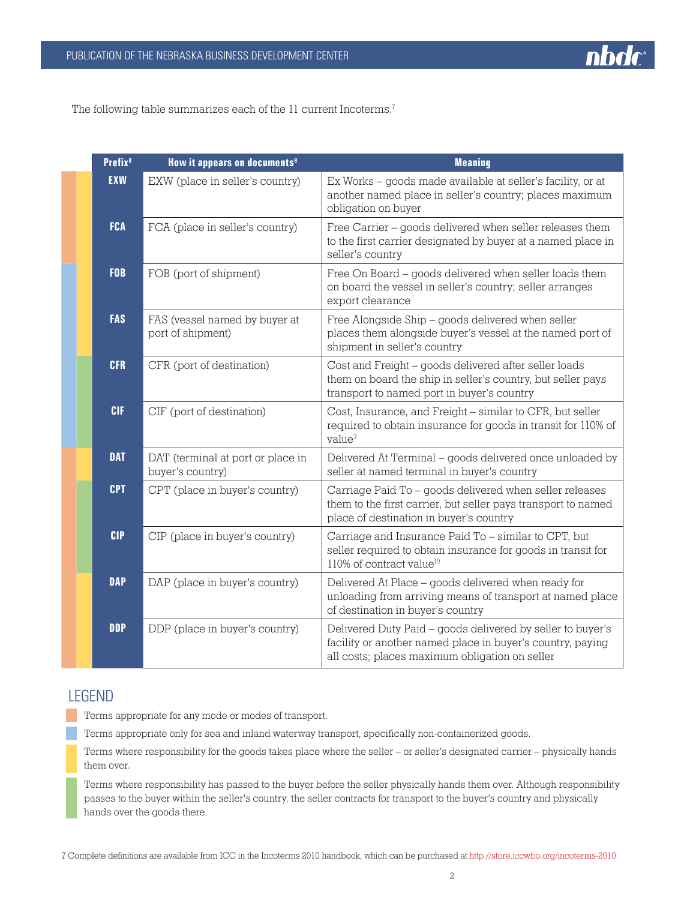The following table summarizes each of the 11 current Incoterms.[7]

| Prefix[8] | How it appears on documents[9] | Meaning |
|---|---|---|
| EXW | EXW (place in seller's country) | Ex Works – goods made available at seller's facility, or at another named place in seller's country; places maximum obligation on buyer |
| FCA | FCA (place in seller's country) | Free Carrier – goods delivered when seller releases them to the first carrier designated by buyer at a named place in seller's country |
| FOB | FOB (port of shipment) | Free On Board – goods delivered when seller loads them on board the vessel in seller's country; seller arranges export clearance |
| FAS | FAS (vessel named by buyer at port of shipment) | Free Alongside Ship – goods delivered when seller places them alongside buyer's vessel at the named port of shipment in seller's country |
| CFR | CFR (port of destination) | Cost and Freight – goods delivered after seller loads them on board the ship in seller's country, but seller pays transport to named port in buyer's country |
| CIF | CIF (port of destination) | Cost, Insurance, and Freight – similar to CFR, but seller required to obtain insurance for goods in transit for 110% of value[3] |
| DAT | DAT (terminal at port or place in buyer's country) | Delivered At Terminal – goods delivered once unloaded by seller at named terminal in buyer's country |
| CPT | CPT (place in buyer's country) | Carriage Paid To – goods delivered when seller releases them to the first carrier, but seller pays transport to named place of destination in buyer's country |
| CIP | CIP (place in buyer's country) | Carriage and Insurance Paid To – similar to CPT, but seller required to obtain insurance for goods in transit for 110% of contract value[10] |
| DAP | DAP (place in buyer's country) | Delivered At Place – goods delivered when ready for unloading from arriving means of transport at named place of destination in buyer's country |
| DDP | DDP (place in buyer's country) | Delivered Duty Paid – goods delivered by seller to buyer's facility or another named place in buyer's country, paying all costs; places maximum obligation on seller |

## LEGEND

- Orange: Terms appropriate for any mode or modes of transport. (EXW, FCA, DAT, CPT, CIP, DAP, DDP)
- Blue: Terms appropriate only for sea and inland waterway transport, specifically non-containerized goods. (FOB, FAS, CFR, CIF)
- Yellow: Terms where responsibility for the goods takes place where the seller – or seller's designated carrier – physically hands them over. (EXW, FCA, FOB, FAS, DAT, DAP, DDP)
- Green: Terms where responsibility has passed to the buyer before the seller physically hands them over. Although responsibility passes to the buyer within the seller's country, the seller contracts for transport to the buyer's country and physically hands over the goods there. (CFR, CIF, CPT, CIP)

7 Complete definitions are available from ICC in the Incoterms 2010 handbook, which can be purchased at http://store.iccwbo.org/incoterms-2010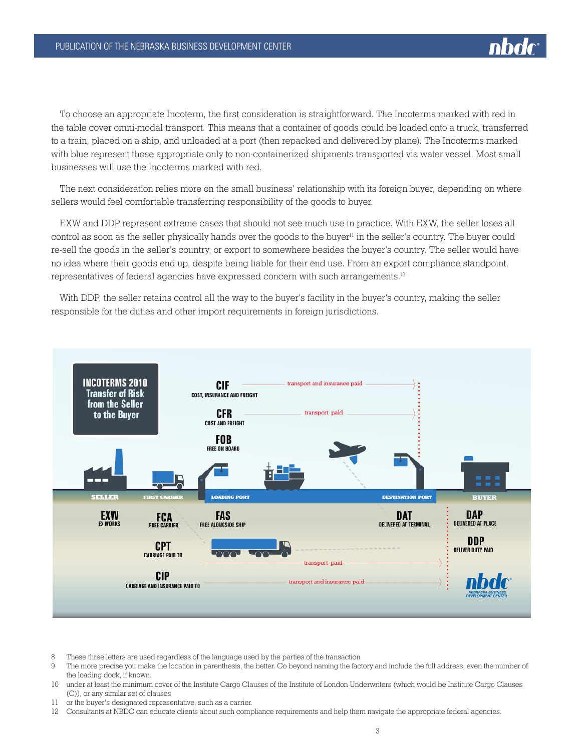To choose an appropriate Incoterm, the first consideration is straightforward. The Incoterms marked with red in the table cover omni-modal transport. This means that a container of goods could be loaded onto a truck, transferred to a train, placed on a ship, and unloaded at a port (then repacked and delivered by plane). The Incoterms marked with blue represent those appropriate only to non-containerized shipments transported via water vessel. Most small businesses will use the Incoterms marked with red.

The next consideration relies more on the small business' relationship with its foreign buyer, depending on where sellers would feel comfortable transferring responsibility of the goods to buyer.

EXW and DDP represent extreme cases that should not see much use in practice. With EXW, the seller loses all control as soon as the seller physically hands over the goods to the buyer[11] in the seller's country. The buyer could re-sell the goods in the seller's country, or export to somewhere besides the buyer's country. The seller would have no idea where their goods end up, despite being liable for their end use. From an export compliance standpoint, representatives of federal agencies have expressed concern with such arrangements.[12]

With DDP, the seller retains control all the way to the buyer's facility in the buyer's country, making the seller responsible for the duties and other import requirements in foreign jurisdictions.

**INCOTERMS 2010 Transfer of Risk from the Seller to the Buyer**

SELLER — FIRST CARRIER — LOADING PORT — DESTINATION PORT — BUYER

- **CIF** COST, INSURANCE AND FREIGHT — transport and insurance paid
- **CFR** COST AND FREIGHT — transport paid
- **FOB** FREE ON BOARD
- **EXW** EX WORKS
- **FCA** FREE CARRIER
- **FAS** FREE ALONGSIDE SHIP
- **DAT** DELIVERED AT TERMINAL
- **DAP** DELIVERED AT PLACE
- **DDP** DELIVER DUTY PAID
- **CPT** CARRIAGE PAID TO — transport paid
- **CIP** CARRIAGE AND INSURANCE PAID TO — transport and insurance paid

nbdc NEBRASKA BUSINESS DEVELOPMENT CENTER

---

8 These three letters are used regardless of the language used by the parties of the transaction

9 The more precise you make the location in parenthesis, the better. Go beyond naming the factory and include the full address, even the number of the loading dock, if known.

10 under at least the minimum cover of the Institute Cargo Clauses of the Institute of London Underwriters (which would be Institute Cargo Clauses (C)), or any similar set of clauses

11 or the buyer's designated representative, such as a carrier.

12 Consultants at NBDC can educate clients about such compliance requirements and help them navigate the appropriate federal agencies.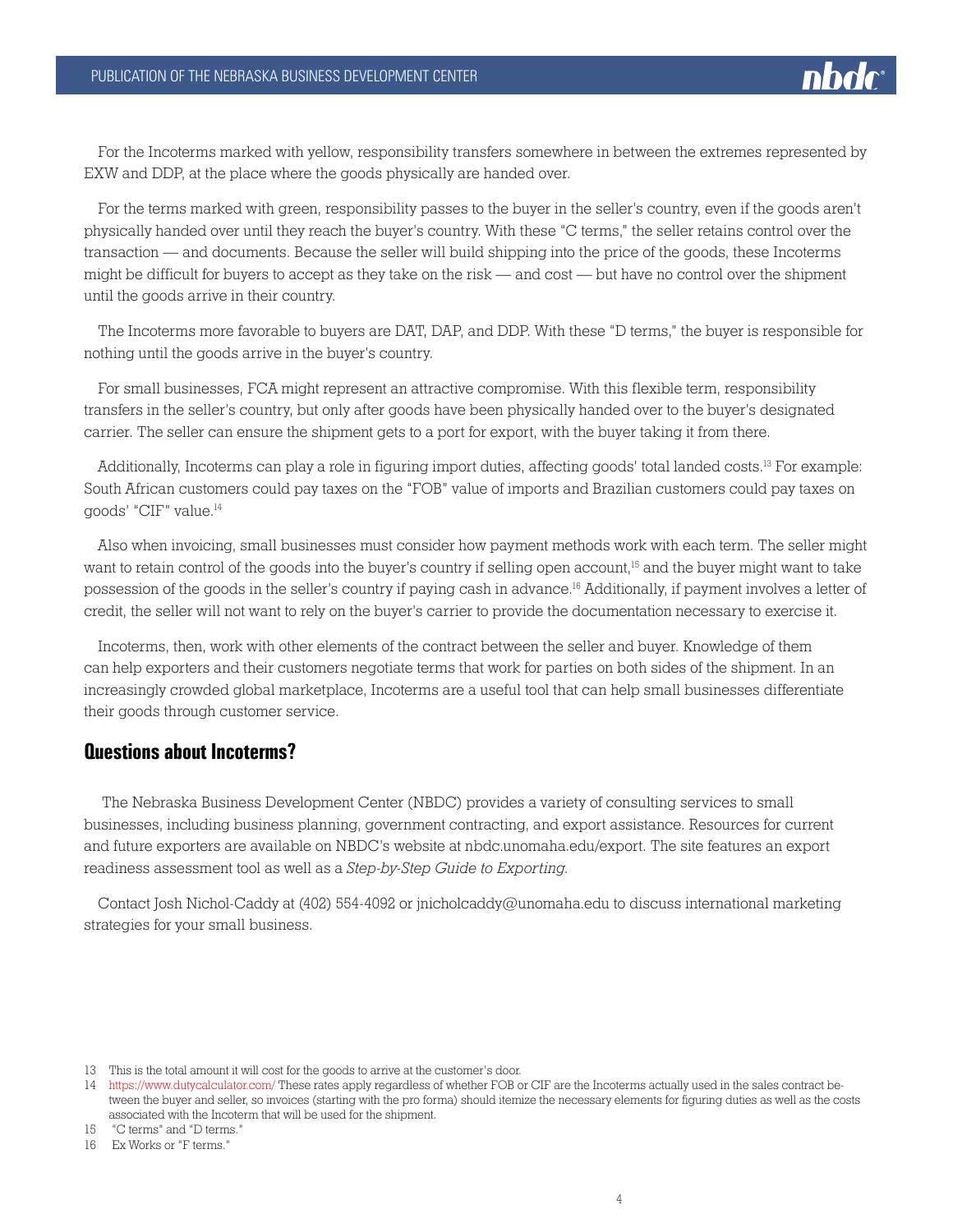For the Incoterms marked with yellow, responsibility transfers somewhere in between the extremes represented by EXW and DDP, at the place where the goods physically are handed over.

For the terms marked with green, responsibility passes to the buyer in the seller's country, even if the goods aren't physically handed over until they reach the buyer's country. With these "C terms," the seller retains control over the transaction — and documents. Because the seller will build shipping into the price of the goods, these Incoterms might be difficult for buyers to accept as they take on the risk — and cost — but have no control over the shipment until the goods arrive in their country.

The Incoterms more favorable to buyers are DAT, DAP, and DDP. With these "D terms," the buyer is responsible for nothing until the goods arrive in the buyer's country.

For small businesses, FCA might represent an attractive compromise. With this flexible term, responsibility transfers in the seller's country, but only after goods have been physically handed over to the buyer's designated carrier. The seller can ensure the shipment gets to a port for export, with the buyer taking it from there.

Additionally, Incoterms can play a role in figuring import duties, affecting goods' total landed costs.[13] For example: South African customers could pay taxes on the "FOB" value of imports and Brazilian customers could pay taxes on goods' "CIF" value.[14]

Also when invoicing, small businesses must consider how payment methods work with each term. The seller might want to retain control of the goods into the buyer's country if selling open account,[15] and the buyer might want to take possession of the goods in the seller's country if paying cash in advance.[16] Additionally, if payment involves a letter of credit, the seller will not want to rely on the buyer's carrier to provide the documentation necessary to exercise it.

Incoterms, then, work with other elements of the contract between the seller and buyer. Knowledge of them can help exporters and their customers negotiate terms that work for parties on both sides of the shipment. In an increasingly crowded global marketplace, Incoterms are a useful tool that can help small businesses differentiate their goods through customer service.

## Questions about Incoterms?

The Nebraska Business Development Center (NBDC) provides a variety of consulting services to small businesses, including business planning, government contracting, and export assistance. Resources for current and future exporters are available on NBDC's website at nbdc.unomaha.edu/export. The site features an export readiness assessment tool as well as a *Step-by-Step Guide to Exporting.*

Contact Josh Nichol-Caddy at (402) 554-4092 or jnicholcaddy@unomaha.edu to discuss international marketing strategies for your small business.

---

13 This is the total amount it will cost for the goods to arrive at the customer's door.

14 https://www.dutycalculator.com/ These rates apply regardless of whether FOB or CIF are the Incoterms actually used in the sales contract between the buyer and seller, so invoices (starting with the pro forma) should itemize the necessary elements for figuring duties as well as the costs associated with the Incoterm that will be used for the shipment.

15 "C terms" and "D terms."

16 Ex Works or "F terms."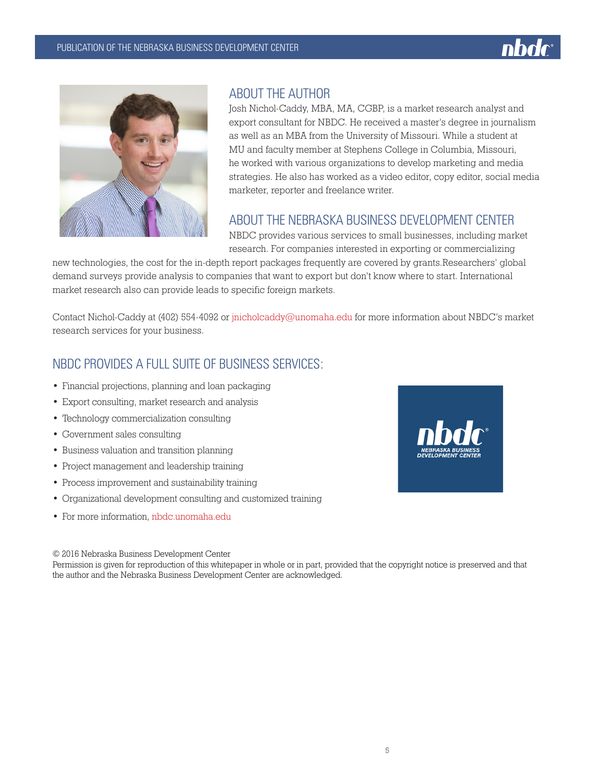## ABOUT THE AUTHOR

Josh Nichol-Caddy, MBA, MA, CGBP, is a market research analyst and export consultant for NBDC. He received a master's degree in journalism as well as an MBA from the University of Missouri. While a student at MU and faculty member at Stephens College in Columbia, Missouri, he worked with various organizations to develop marketing and media strategies. He also has worked as a video editor, copy editor, social media marketer, reporter and freelance writer.

## ABOUT THE NEBRASKA BUSINESS DEVELOPMENT CENTER

NBDC provides various services to small businesses, including market research. For companies interested in exporting or commercializing new technologies, the cost for the in-depth report packages frequently are covered by grants.Researchers' global demand surveys provide analysis to companies that want to export but don't know where to start. International market research also can provide leads to specific foreign markets.

Contact Nichol-Caddy at (402) 554-4092 or jnicholcaddy@unomaha.edu for more information about NBDC's market research services for your business.

## NBDC PROVIDES A FULL SUITE OF BUSINESS SERVICES:

- Financial projections, planning and loan packaging
- Export consulting, market research and analysis
- Technology commercialization consulting
- Government sales consulting
- Business valuation and transition planning
- Project management and leadership training
- Process improvement and sustainability training
- Organizational development consulting and customized training
- For more information, nbdc.unomaha.edu

© 2016 Nebraska Business Development Center
Permission is given for reproduction of this whitepaper in whole or in part, provided that the copyright notice is preserved and that the author and the Nebraska Business Development Center are acknowledged.